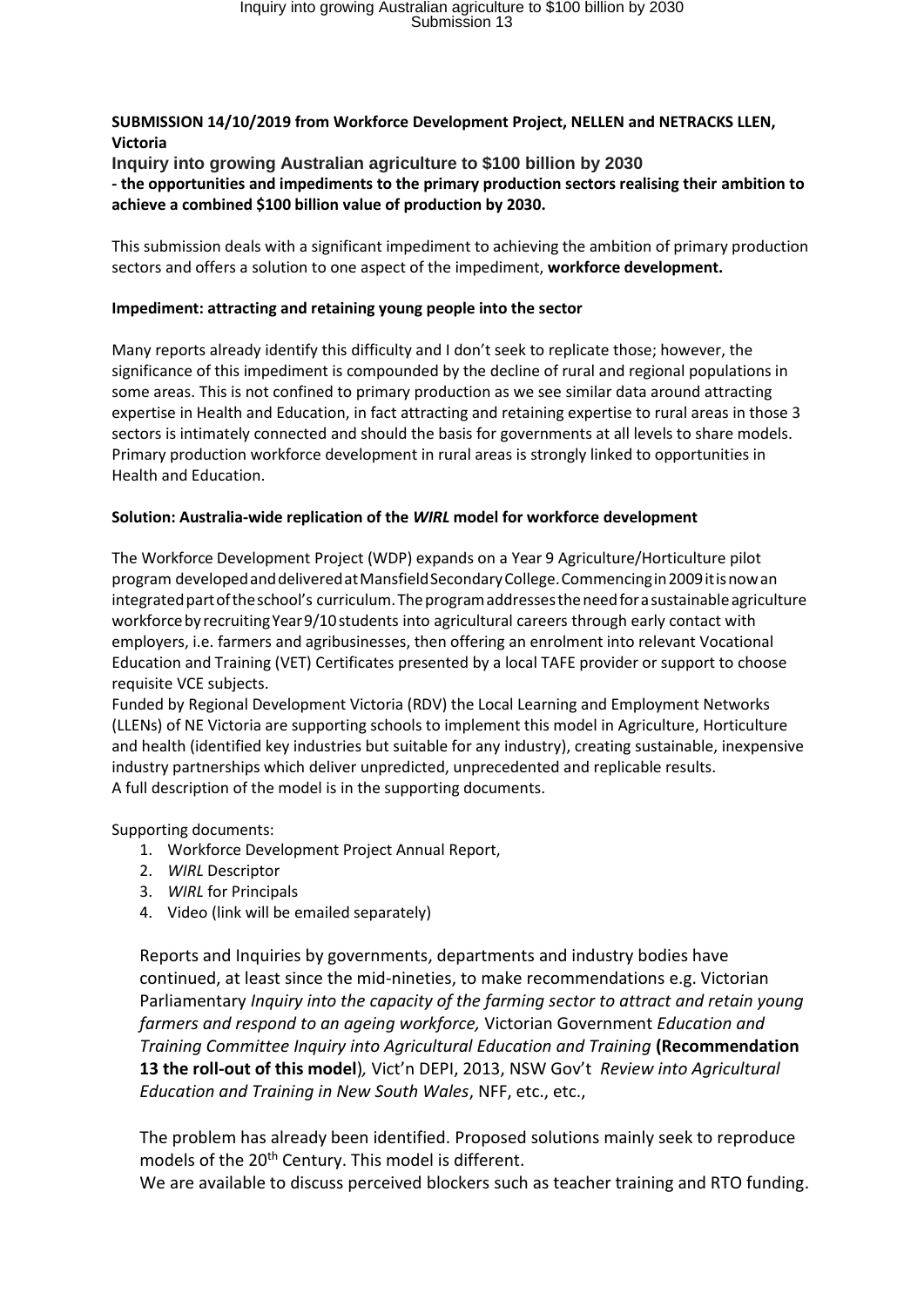**SUBMISSION 14/10/2019 from Workforce Development Project, NELLEN and NETRACKS LLEN, Victoria**

**Inquiry into growing Australian agriculture to $100 billion by 2030**

**- the opportunities and impediments to the primary production sectors realising their ambition to achieve a combined $100 billion value of production by 2030.**

This submission deals with a significant impediment to achieving the ambition of primary production sectors and offers a solution to one aspect of the impediment, **workforce development.**

**Impediment: attracting and retaining young people into the sector**

Many reports already identify this difficulty and I don't seek to replicate those; however, the significance of this impediment is compounded by the decline of rural and regional populations in some areas. This is not confined to primary production as we see similar data around attracting expertise in Health and Education, in fact attracting and retaining expertise to rural areas in those 3 sectors is intimately connected and should the basis for governments at all levels to share models. Primary production workforce development in rural areas is strongly linked to opportunities in Health and Education.

**Solution: Australia-wide replication of the *WIRL* model for workforce development**

The Workforce Development Project (WDP) expands on a Year 9 Agriculture/Horticulture pilot program developed and delivered at Mansfield Secondary College. Commencing in 2009 it is now an integrated part of the school's curriculum. The program addresses the need for a sustainable agriculture workforce by recruiting Year 9/10 students into agricultural careers through early contact with employers, i.e. farmers and agribusinesses, then offering an enrolment into relevant Vocational Education and Training (VET) Certificates presented by a local TAFE provider or support to choose requisite VCE subjects.

Funded by Regional Development Victoria (RDV) the Local Learning and Employment Networks (LLENs) of NE Victoria are supporting schools to implement this model in Agriculture, Horticulture and health (identified key industries but suitable for any industry), creating sustainable, inexpensive industry partnerships which deliver unpredicted, unprecedented and replicable results.

A full description of the model is in the supporting documents.

Supporting documents:

1. Workforce Development Project Annual Report,
2. *WIRL* Descriptor
3. *WIRL* for Principals
4. Video (link will be emailed separately)

Reports and Inquiries by governments, departments and industry bodies have continued, at least since the mid-nineties, to make recommendations e.g. Victorian Parliamentary *Inquiry into the capacity of the farming sector to attract and retain young farmers and respond to an ageing workforce,* Victorian Government *Education and Training Committee Inquiry into Agricultural Education and Training* **(Recommendation 13 the roll-out of this model**)*,* Vict'n DEPI, 2013, NSW Gov't *Review into Agricultural Education and Training in New South Wales*, NFF, etc., etc.,

The problem has already been identified. Proposed solutions mainly seek to reproduce models of the 20th Century. This model is different.

We are available to discuss perceived blockers such as teacher training and RTO funding.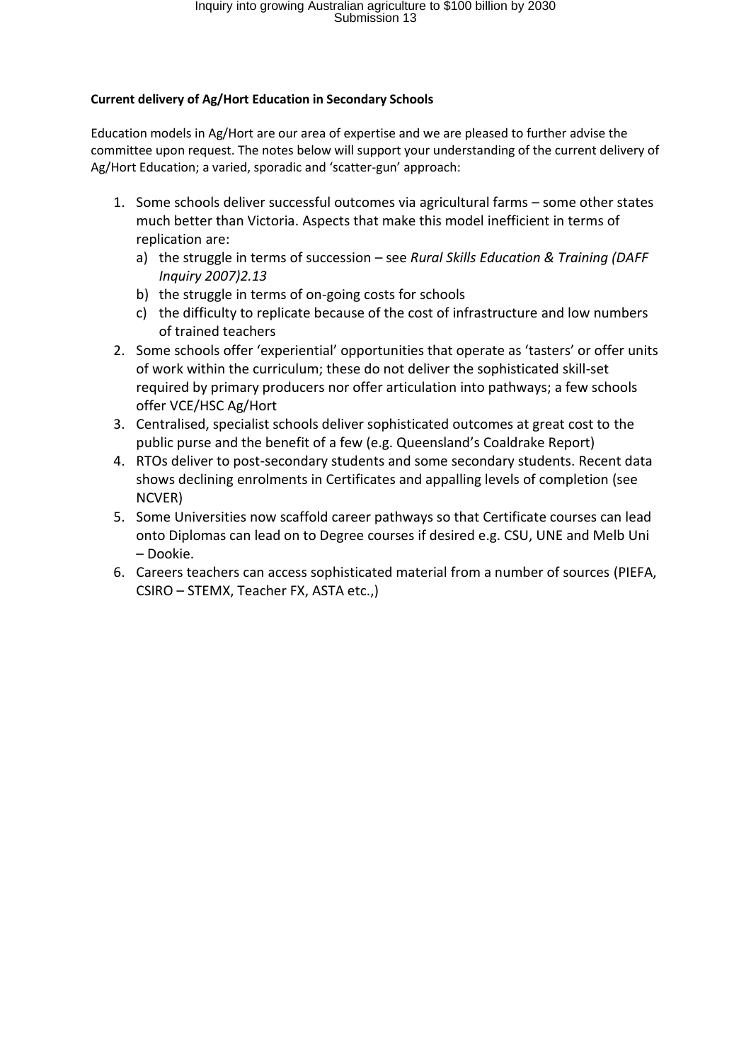**Current delivery of Ag/Hort Education in Secondary Schools**

Education models in Ag/Hort are our area of expertise and we are pleased to further advise the committee upon request. The notes below will support your understanding of the current delivery of Ag/Hort Education; a varied, sporadic and 'scatter-gun' approach:

1. Some schools deliver successful outcomes via agricultural farms – some other states much better than Victoria. Aspects that make this model inefficient in terms of replication are:
   a) the struggle in terms of succession – see *Rural Skills Education & Training (DAFF Inquiry 2007)2.13*
   b) the struggle in terms of on-going costs for schools
   c) the difficulty to replicate because of the cost of infrastructure and low numbers of trained teachers
2. Some schools offer 'experiential' opportunities that operate as 'tasters' or offer units of work within the curriculum; these do not deliver the sophisticated skill-set required by primary producers nor offer articulation into pathways; a few schools offer VCE/HSC Ag/Hort
3. Centralised, specialist schools deliver sophisticated outcomes at great cost to the public purse and the benefit of a few (e.g. Queensland's Coaldrake Report)
4. RTOs deliver to post-secondary students and some secondary students. Recent data shows declining enrolments in Certificates and appalling levels of completion (see NCVER)
5. Some Universities now scaffold career pathways so that Certificate courses can lead onto Diplomas can lead on to Degree courses if desired e.g. CSU, UNE and Melb Uni – Dookie.
6. Careers teachers can access sophisticated material from a number of sources (PIEFA, CSIRO – STEMX, Teacher FX, ASTA etc.,)